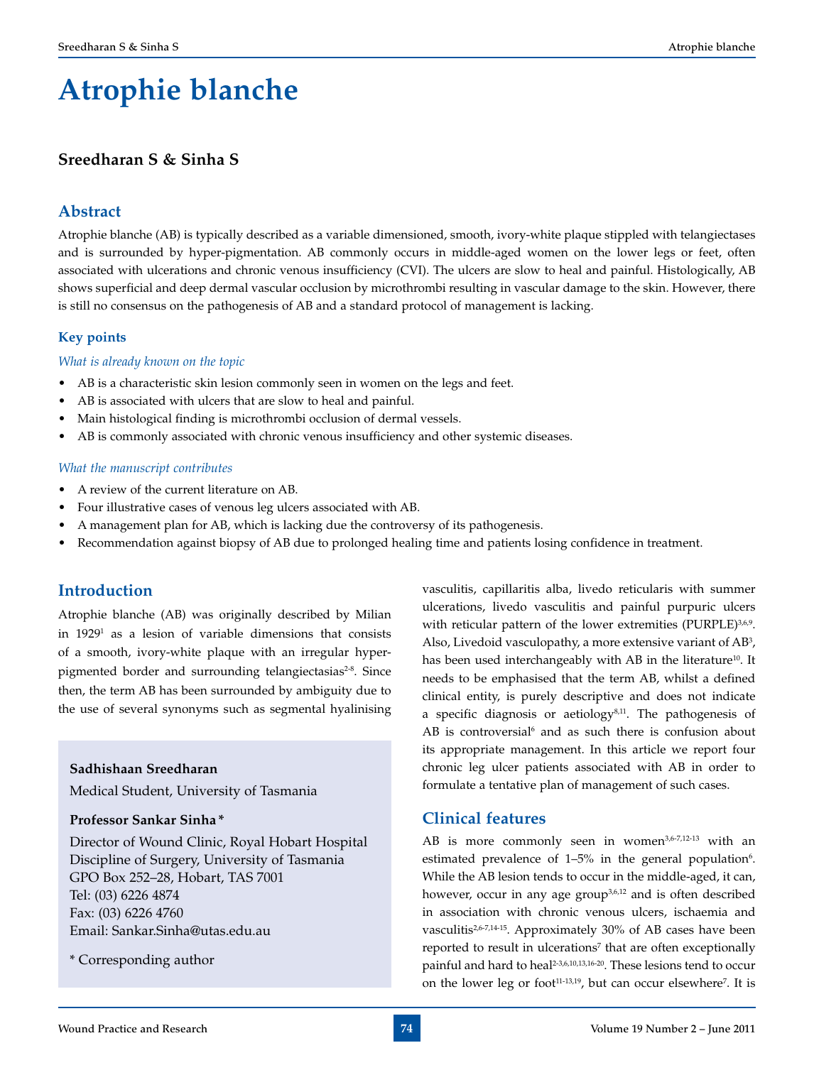# Atrophie blanche

**Sreedharan S & Sinha S**

## Abstract

Atrophie blanche (AB) is typically described as a variable dimensioned, smooth, ivory-white plaque stippled with telangiectases and is surrounded by hyper-pigmentation. AB commonly occurs in middle-aged women on the lower legs or feet, often associated with ulcerations and chronic venous insufficiency (CVI). The ulcers are slow to heal and painful. Histologically, AB shows superficial and deep dermal vascular occlusion by microthrombi resulting in vascular damage to the skin. However, there is still no consensus on the pathogenesis of AB and a standard protocol of management is lacking.

### Key points

*What is already known on the topic*

- AB is a characteristic skin lesion commonly seen in women on the legs and feet.
- AB is associated with ulcers that are slow to heal and painful.
- Main histological finding is microthrombi occlusion of dermal vessels.
- AB is commonly associated with chronic venous insufficiency and other systemic diseases.

*What the manuscript contributes*

- A review of the current literature on AB.
- Four illustrative cases of venous leg ulcers associated with AB.
- A management plan for AB, which is lacking due the controversy of its pathogenesis.
- Recommendation against biopsy of AB due to prolonged healing time and patients losing confidence in treatment.

## Introduction

Atrophie blanche (AB) was originally described by Milian in 1929[1] as a lesion of variable dimensions that consists of a smooth, ivory-white plaque with an irregular hyper-pigmented border and surrounding telangiectasias[2-8]. Since then, the term AB has been surrounded by ambiguity due to the use of several synonyms such as segmental hyalinising vasculitis, capillaritis alba, livedo reticularis with summer ulcerations, livedo vasculitis and painful purpuric ulcers with reticular pattern of the lower extremities (PURPLE)[3,6,9]. Also, Livedoid vasculopathy, a more extensive variant of AB[3], has been used interchangeably with AB in the literature[10]. It needs to be emphasised that the term AB, whilst a defined clinical entity, is purely descriptive and does not indicate a specific diagnosis or aetiology[8,11]. The pathogenesis of AB is controversial[6] and as such there is confusion about its appropriate management. In this article we report four chronic leg ulcer patients associated with AB in order to formulate a tentative plan of management of such cases.

**Sadhishaan Sreedharan**
Medical Student, University of Tasmania

**Professor Sankar Sinha \***
Director of Wound Clinic, Royal Hobart Hospital
Discipline of Surgery, University of Tasmania
GPO Box 252–28, Hobart, TAS 7001
Tel: (03) 6226 4874
Fax: (03) 6226 4760
Email: Sankar.Sinha@utas.edu.au

\* Corresponding author

## Clinical features

AB is more commonly seen in women[3,6-7,12-13] with an estimated prevalence of 1–5% in the general population[6]. While the AB lesion tends to occur in the middle-aged, it can, however, occur in any age group[3,6,12] and is often described in association with chronic venous ulcers, ischaemia and vasculitis[2,6-7,14-15]. Approximately 30% of AB cases have been reported to result in ulcerations[7] that are often exceptionally painful and hard to heal[2-3,6,10,13,16-20]. These lesions tend to occur on the lower leg or foot[11-13,19], but can occur elsewhere[7]. It is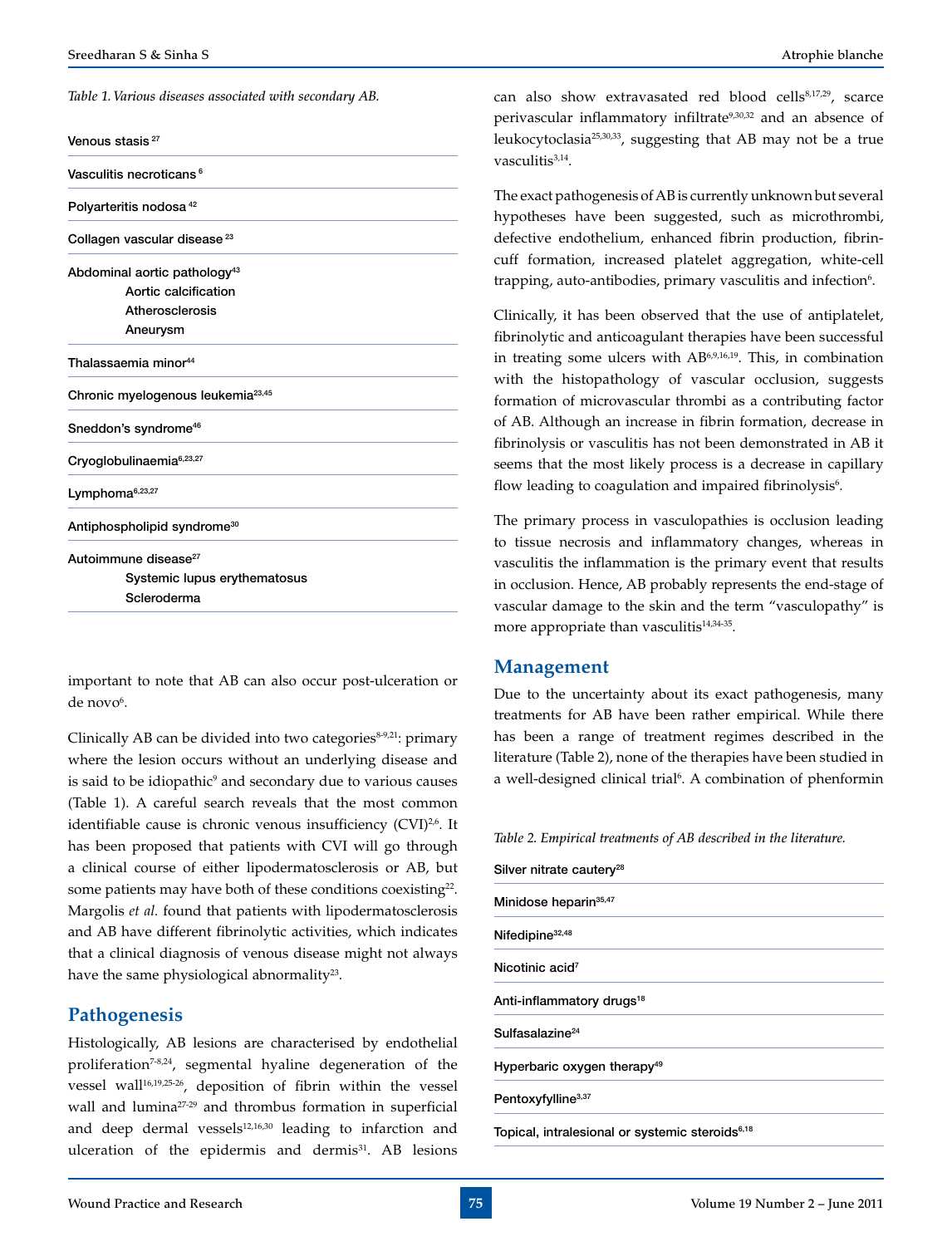*Table 1. Various diseases associated with secondary AB.*

| Diseases |
|---|
| Venous stasis [27] |
| Vasculitis necroticans [6] |
| Polyarteritis nodosa [42] |
| Collagen vascular disease [23] |
| Abdominal aortic pathology[43]: Aortic calcification, Atherosclerosis, Aneurysm |
| Thalassaemia minor[44] |
| Chronic myelogenous leukemia[23,45] |
| Sneddon's syndrome[46] |
| Cryoglobulinaemia[6,23,27] |
| Lymphoma[6,23,27] |
| Antiphospholipid syndrome[30] |
| Autoimmune disease[27]: Systemic lupus erythematosus, Scleroderma |

important to note that AB can also occur post-ulceration or de novo[6].

Clinically AB can be divided into two categories[8-9,21]: primary where the lesion occurs without an underlying disease and is said to be idiopathic[9] and secondary due to various causes (Table 1). A careful search reveals that the most common identifiable cause is chronic venous insufficiency (CVI)[2,6]. It has been proposed that patients with CVI will go through a clinical course of either lipodermatosclerosis or AB, but some patients may have both of these conditions coexisting[22]. Margolis *et al.* found that patients with lipodermatosclerosis and AB have different fibrinolytic activities, which indicates that a clinical diagnosis of venous disease might not always have the same physiological abnormality[23].

## Pathogenesis

Histologically, AB lesions are characterised by endothelial proliferation[7-8,24], segmental hyaline degeneration of the vessel wall[16,19,25-26], deposition of fibrin within the vessel wall and lumina[27-29] and thrombus formation in superficial and deep dermal vessels[12,16,30] leading to infarction and ulceration of the epidermis and dermis[31]. AB lesions can also show extravasated red blood cells[8,17,29], scarce perivascular inflammatory infiltrate[9,30,32] and an absence of leukocytoclasia[25,30,33], suggesting that AB may not be a true vasculitis[3,14].

The exact pathogenesis of AB is currently unknown but several hypotheses have been suggested, such as microthrombi, defective endothelium, enhanced fibrin production, fibrin-cuff formation, increased platelet aggregation, white-cell trapping, auto-antibodies, primary vasculitis and infection[6].

Clinically, it has been observed that the use of antiplatelet, fibrinolytic and anticoagulant therapies have been successful in treating some ulcers with AB[6,9,16,19]. This, in combination with the histopathology of vascular occlusion, suggests formation of microvascular thrombi as a contributing factor of AB. Although an increase in fibrin formation, decrease in fibrinolysis or vasculitis has not been demonstrated in AB it seems that the most likely process is a decrease in capillary flow leading to coagulation and impaired fibrinolysis[6].

The primary process in vasculopathies is occlusion leading to tissue necrosis and inflammatory changes, whereas in vasculitis the inflammation is the primary event that results in occlusion. Hence, AB probably represents the end-stage of vascular damage to the skin and the term "vasculopathy" is more appropriate than vasculitis[14,34-35].

## Management

Due to the uncertainty about its exact pathogenesis, many treatments for AB have been rather empirical. While there has been a range of treatment regimes described in the literature (Table 2), none of the therapies have been studied in a well-designed clinical trial[6]. A combination of phenformin

*Table 2. Empirical treatments of AB described in the literature.*

| Treatments |
|---|
| Silver nitrate cautery[28] |
| Minidose heparin[35,47] |
| Nifedipine[32,48] |
| Nicotinic acid[7] |
| Anti-inflammatory drugs[18] |
| Sulfasalazine[24] |
| Hyperbaric oxygen therapy[49] |
| Pentoxyfylline[3,37] |
| Topical, intralesional or systemic steroids[6,18] |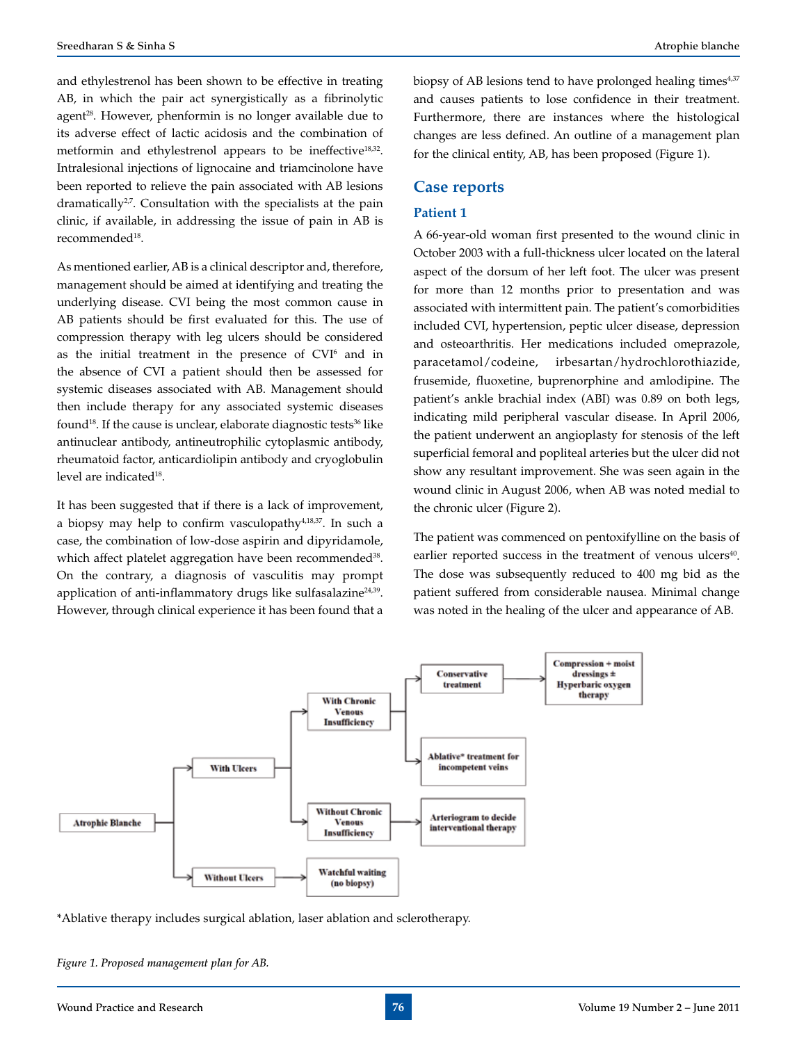and ethylestrenol has been shown to be effective in treating AB, in which the pair act synergistically as a fibrinolytic agent[28]. However, phenformin is no longer available due to its adverse effect of lactic acidosis and the combination of metformin and ethylestrenol appears to be ineffective[18,32]. Intralesional injections of lignocaine and triamcinolone have been reported to relieve the pain associated with AB lesions dramatically[2,7]. Consultation with the specialists at the pain clinic, if available, in addressing the issue of pain in AB is recommended[18].

As mentioned earlier, AB is a clinical descriptor and, therefore, management should be aimed at identifying and treating the underlying disease. CVI being the most common cause in AB patients should be first evaluated for this. The use of compression therapy with leg ulcers should be considered as the initial treatment in the presence of CVI[6] and in the absence of CVI a patient should then be assessed for systemic diseases associated with AB. Management should then include therapy for any associated systemic diseases found[18]. If the cause is unclear, elaborate diagnostic tests[36] like antinuclear antibody, antineutrophilic cytoplasmic antibody, rheumatoid factor, anticardiolipin antibody and cryoglobulin level are indicated[18].

It has been suggested that if there is a lack of improvement, a biopsy may help to confirm vasculopathy[4,18,37]. In such a case, the combination of low-dose aspirin and dipyridamole, which affect platelet aggregation have been recommended[38]. On the contrary, a diagnosis of vasculitis may prompt application of anti-inflammatory drugs like sulfasalazine[24,39]. However, through clinical experience it has been found that a biopsy of AB lesions tend to have prolonged healing times[4,37] and causes patients to lose confidence in their treatment. Furthermore, there are instances where the histological changes are less defined. An outline of a management plan for the clinical entity, AB, has been proposed (Figure 1).

## Case reports

### Patient 1

A 66-year-old woman first presented to the wound clinic in October 2003 with a full-thickness ulcer located on the lateral aspect of the dorsum of her left foot. The ulcer was present for more than 12 months prior to presentation and was associated with intermittent pain. The patient's comorbidities included CVI, hypertension, peptic ulcer disease, depression and osteoarthritis. Her medications included omeprazole, paracetamol/codeine, irbesartan/hydrochlorothiazide, frusemide, fluoxetine, buprenorphine and amlodipine. The patient's ankle brachial index (ABI) was 0.89 on both legs, indicating mild peripheral vascular disease. In April 2006, the patient underwent an angioplasty for stenosis of the left superficial femoral and popliteal arteries but the ulcer did not show any resultant improvement. She was seen again in the wound clinic in August 2006, when AB was noted medial to the chronic ulcer (Figure 2).

The patient was commenced on pentoxifylline on the basis of earlier reported success in the treatment of venous ulcers[40]. The dose was subsequently reduced to 400 mg bid as the patient suffered from considerable nausea. Minimal change was noted in the healing of the ulcer and appearance of AB.

- Atrophie Blanche
  - With Ulcers
    - With Chronic Venous Insufficiency
      - Conservative treatment → Compression + moist dressings ± Hyperbaric oxygen therapy
      - Ablative* treatment for incompetent veins
    - Without Chronic Venous Insufficiency → Arteriogram to decide interventional therapy
  - Without Ulcers → Watchful waiting (no biopsy)

*Ablative therapy includes surgical ablation, laser ablation and sclerotherapy.

*Figure 1. Proposed management plan for AB.*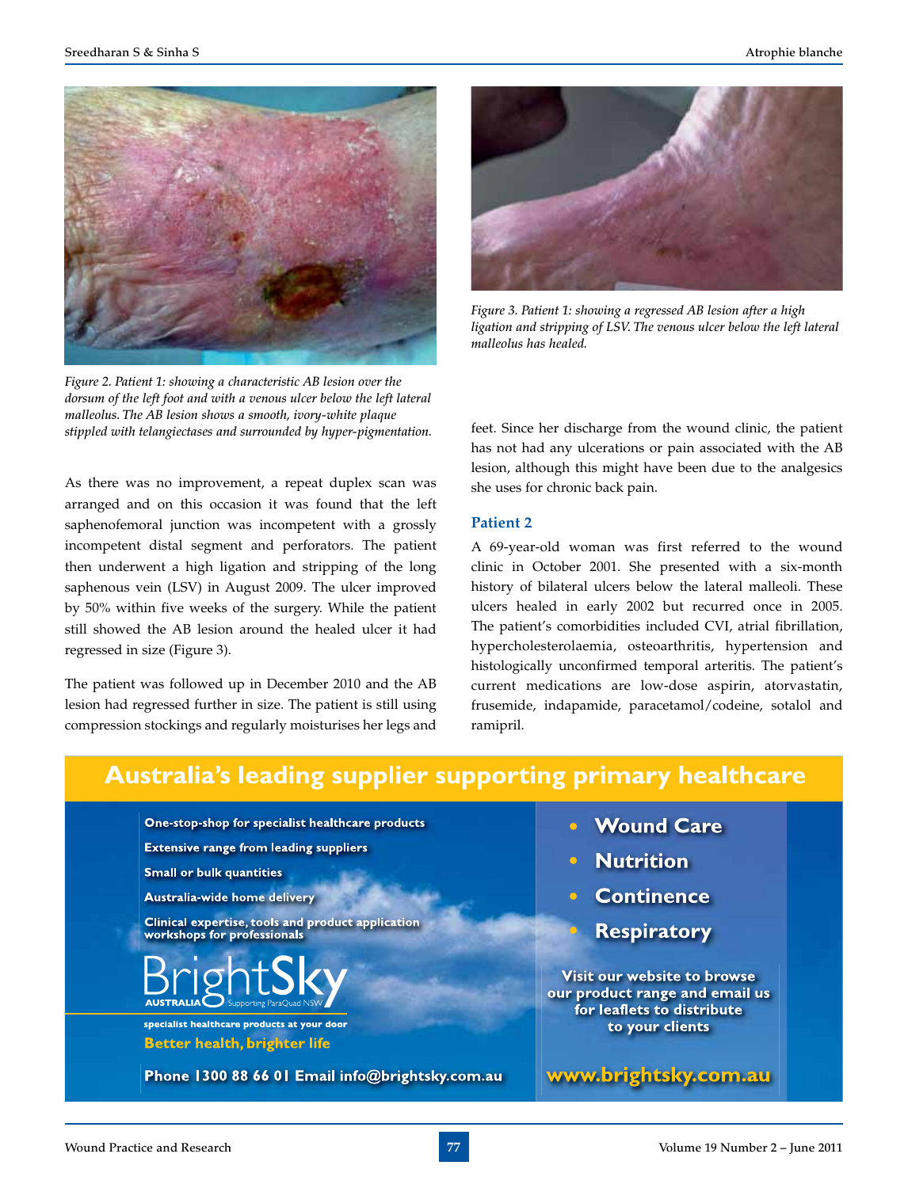Figure 2. Patient 1: showing a characteristic AB lesion over the dorsum of the left foot and with a venous ulcer below the left lateral malleolus. The AB lesion shows a smooth, ivory-white plaque stippled with telangiectases and surrounded by hyper-pigmentation.

Figure 3. Patient 1: showing a regressed AB lesion after a high ligation and stripping of LSV. The venous ulcer below the left lateral malleolus has healed.

As there was no improvement, a repeat duplex scan was arranged and on this occasion it was found that the left saphenofemoral junction was incompetent with a grossly incompetent distal segment and perforators. The patient then underwent a high ligation and stripping of the long saphenous vein (LSV) in August 2009. The ulcer improved by 50% within five weeks of the surgery. While the patient still showed the AB lesion around the healed ulcer it had regressed in size (Figure 3).

The patient was followed up in December 2010 and the AB lesion had regressed further in size. The patient is still using compression stockings and regularly moisturises her legs and feet. Since her discharge from the wound clinic, the patient has not had any ulcerations or pain associated with the AB lesion, although this might have been due to the analgesics she uses for chronic back pain.

## Patient 2

A 69-year-old woman was first referred to the wound clinic in October 2001. She presented with a six-month history of bilateral ulcers below the lateral malleoli. These ulcers healed in early 2002 but recurred once in 2005. The patient's comorbidities included CVI, atrial fibrillation, hypercholesterolaemia, osteoarthritis, hypertension and histologically unconfirmed temporal arteritis. The patient's current medications are low-dose aspirin, atorvastatin, frusemide, indapamide, paracetamol/codeine, sotalol and ramipril.

**Australia's leading supplier supporting primary healthcare**

- One-stop-shop for specialist healthcare products
- Extensive range from leading suppliers
- Small or bulk quantities
- Australia-wide home delivery
- Clinical expertise, tools and product application workshops for professionals

BrightSky AUSTRALIA Supporting ParaQuad NSW

specialist healthcare products at your door

Better health, brighter life

Phone 1300 88 66 01 Email info@brightsky.com.au

- Wound Care
- Nutrition
- Continence
- Respiratory

Visit our website to browse our product range and email us for leaflets to distribute to your clients

www.brightsky.com.au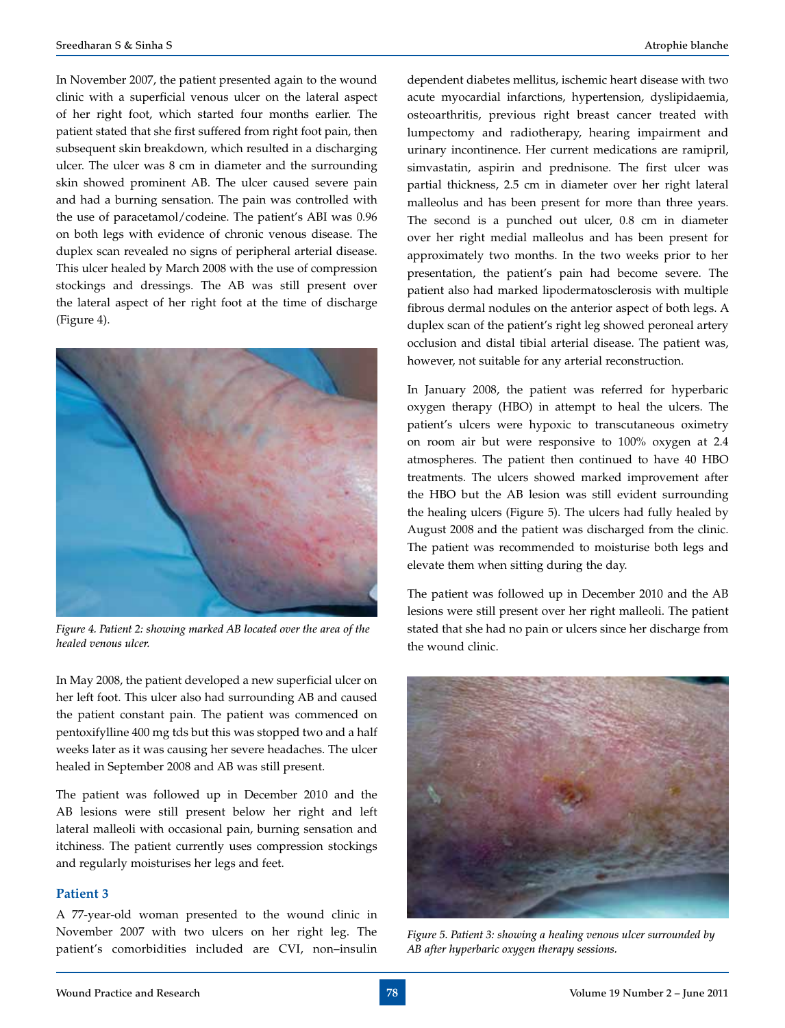In November 2007, the patient presented again to the wound clinic with a superficial venous ulcer on the lateral aspect of her right foot, which started four months earlier. The patient stated that she first suffered from right foot pain, then subsequent skin breakdown, which resulted in a discharging ulcer. The ulcer was 8 cm in diameter and the surrounding skin showed prominent AB. The ulcer caused severe pain and had a burning sensation. The pain was controlled with the use of paracetamol/codeine. The patient's ABI was 0.96 on both legs with evidence of chronic venous disease. The duplex scan revealed no signs of peripheral arterial disease. This ulcer healed by March 2008 with the use of compression stockings and dressings. The AB was still present over the lateral aspect of her right foot at the time of discharge (Figure 4).

*Figure 4. Patient 2: showing marked AB located over the area of the healed venous ulcer.*

In May 2008, the patient developed a new superficial ulcer on her left foot. This ulcer also had surrounding AB and caused the patient constant pain. The patient was commenced on pentoxifylline 400 mg tds but this was stopped two and a half weeks later as it was causing her severe headaches. The ulcer healed in September 2008 and AB was still present.

The patient was followed up in December 2010 and the AB lesions were still present below her right and left lateral malleoli with occasional pain, burning sensation and itchiness. The patient currently uses compression stockings and regularly moisturises her legs and feet.

### Patient 3

A 77-year-old woman presented to the wound clinic in November 2007 with two ulcers on her right leg. The patient's comorbidities included are CVI, non–insulin dependent diabetes mellitus, ischemic heart disease with two acute myocardial infarctions, hypertension, dyslipidaemia, osteoarthritis, previous right breast cancer treated with lumpectomy and radiotherapy, hearing impairment and urinary incontinence. Her current medications are ramipril, simvastatin, aspirin and prednisone. The first ulcer was partial thickness, 2.5 cm in diameter over her right lateral malleolus and has been present for more than three years. The second is a punched out ulcer, 0.8 cm in diameter over her right medial malleolus and has been present for approximately two months. In the two weeks prior to her presentation, the patient's pain had become severe. The patient also had marked lipodermatosclerosis with multiple fibrous dermal nodules on the anterior aspect of both legs. A duplex scan of the patient's right leg showed peroneal artery occlusion and distal tibial arterial disease. The patient was, however, not suitable for any arterial reconstruction.

In January 2008, the patient was referred for hyperbaric oxygen therapy (HBO) in attempt to heal the ulcers. The patient's ulcers were hypoxic to transcutaneous oximetry on room air but were responsive to 100% oxygen at 2.4 atmospheres. The patient then continued to have 40 HBO treatments. The ulcers showed marked improvement after the HBO but the AB lesion was still evident surrounding the healing ulcers (Figure 5). The ulcers had fully healed by August 2008 and the patient was discharged from the clinic. The patient was recommended to moisturise both legs and elevate them when sitting during the day.

The patient was followed up in December 2010 and the AB lesions were still present over her right malleoli. The patient stated that she had no pain or ulcers since her discharge from the wound clinic.

*Figure 5. Patient 3: showing a healing venous ulcer surrounded by AB after hyperbaric oxygen therapy sessions.*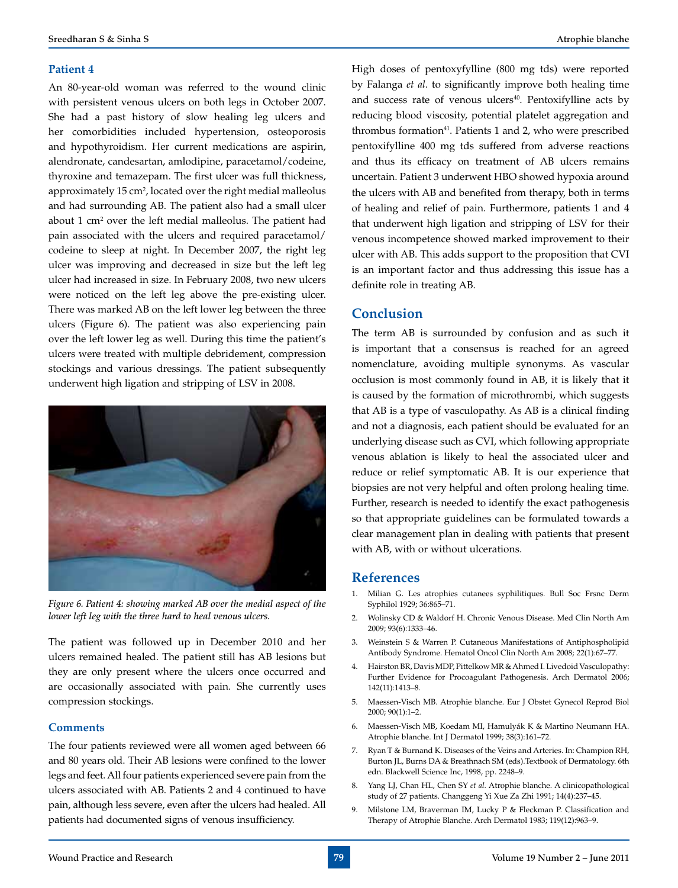### Patient 4

An 80-year-old woman was referred to the wound clinic with persistent venous ulcers on both legs in October 2007. She had a past history of slow healing leg ulcers and her comorbidities included hypertension, osteoporosis and hypothyroidism. Her current medications are aspirin, alendronate, candesartan, amlodipine, paracetamol/codeine, thyroxine and temazepam. The first ulcer was full thickness, approximately 15 cm$^2$, located over the right medial malleolus and had surrounding AB. The patient also had a small ulcer about 1 cm$^2$ over the left medial malleolus. The patient had pain associated with the ulcers and required paracetamol/codeine to sleep at night. In December 2007, the right leg ulcer was improving and decreased in size but the left leg ulcer had increased in size. In February 2008, two new ulcers were noticed on the left leg above the pre-existing ulcer. There was marked AB on the left lower leg between the three ulcers (Figure 6). The patient was also experiencing pain over the left lower leg as well. During this time the patient's ulcers were treated with multiple debridement, compression stockings and various dressings. The patient subsequently underwent high ligation and stripping of LSV in 2008.

*Figure 6. Patient 4: showing marked AB over the medial aspect of the lower left leg with the three hard to heal venous ulcers.*

The patient was followed up in December 2010 and her ulcers remained healed. The patient still has AB lesions but they are only present where the ulcers once occurred and are occasionally associated with pain. She currently uses compression stockings.

### Comments

The four patients reviewed were all women aged between 66 and 80 years old. Their AB lesions were confined to the lower legs and feet. All four patients experienced severe pain from the ulcers associated with AB. Patients 2 and 4 continued to have pain, although less severe, even after the ulcers had healed. All patients had documented signs of venous insufficiency.

High doses of pentoxyfylline (800 mg tds) were reported by Falanga *et al.* to significantly improve both healing time and success rate of venous ulcers[40]. Pentoxifylline acts by reducing blood viscosity, potential platelet aggregation and thrombus formation[41]. Patients 1 and 2, who were prescribed pentoxifylline 400 mg tds suffered from adverse reactions and thus its efficacy on treatment of AB ulcers remains uncertain. Patient 3 underwent HBO showed hypoxia around the ulcers with AB and benefited from therapy, both in terms of healing and relief of pain. Furthermore, patients 1 and 4 that underwent high ligation and stripping of LSV for their venous incompetence showed marked improvement to their ulcer with AB. This adds support to the proposition that CVI is an important factor and thus addressing this issue has a definite role in treating AB.

## Conclusion

The term AB is surrounded by confusion and as such it is important that a consensus is reached for an agreed nomenclature, avoiding multiple synonyms. As vascular occlusion is most commonly found in AB, it is likely that it is caused by the formation of microthrombi, which suggests that AB is a type of vasculopathy. As AB is a clinical finding and not a diagnosis, each patient should be evaluated for an underlying disease such as CVI, which following appropriate venous ablation is likely to heal the associated ulcer and reduce or relief symptomatic AB. It is our experience that biopsies are not very helpful and often prolong healing time. Further, research is needed to identify the exact pathogenesis so that appropriate guidelines can be formulated towards a clear management plan in dealing with patients that present with AB, with or without ulcerations.

## References

1. Milian G. Les atrophies cutanees syphilitiques. Bull Soc Frsnc Derm Syphilol 1929; 36:865–71.
2. Wolinsky CD & Waldorf H. Chronic Venous Disease. Med Clin North Am 2009; 93(6):1333–46.
3. Weinstein S & Warren P. Cutaneous Manifestations of Antiphospholipid Antibody Syndrome. Hematol Oncol Clin North Am 2008; 22(1):67–77.
4. Hairston BR, Davis MDP, Pittelkow MR & Ahmed I. Livedoid Vasculopathy: Further Evidence for Procoagulant Pathogenesis. Arch Dermatol 2006; 142(11):1413–8.
5. Maessen-Visch MB. Atrophie blanche. Eur J Obstet Gynecol Reprod Biol 2000; 90(1):1–2.
6. Maessen-Visch MB, Koedam MI, Hamulyák K & Martino Neumann HA. Atrophie blanche. Int J Dermatol 1999; 38(3):161–72.
7. Ryan T & Burnand K. Diseases of the Veins and Arteries. In: Champion RH, Burton JL, Burns DA & Breathnach SM (eds).Textbook of Dermatology. 6th edn. Blackwell Science Inc, 1998, pp. 2248–9.
8. Yang LJ, Chan HL, Chen SY *et al.* Atrophie blanche. A clinicopathological study of 27 patients. Changgeng Yi Xue Za Zhi 1991; 14(4):237–45.
9. Milstone LM, Braverman IM, Lucky P & Fleckman P. Classification and Therapy of Atrophie Blanche. Arch Dermatol 1983; 119(12):963–9.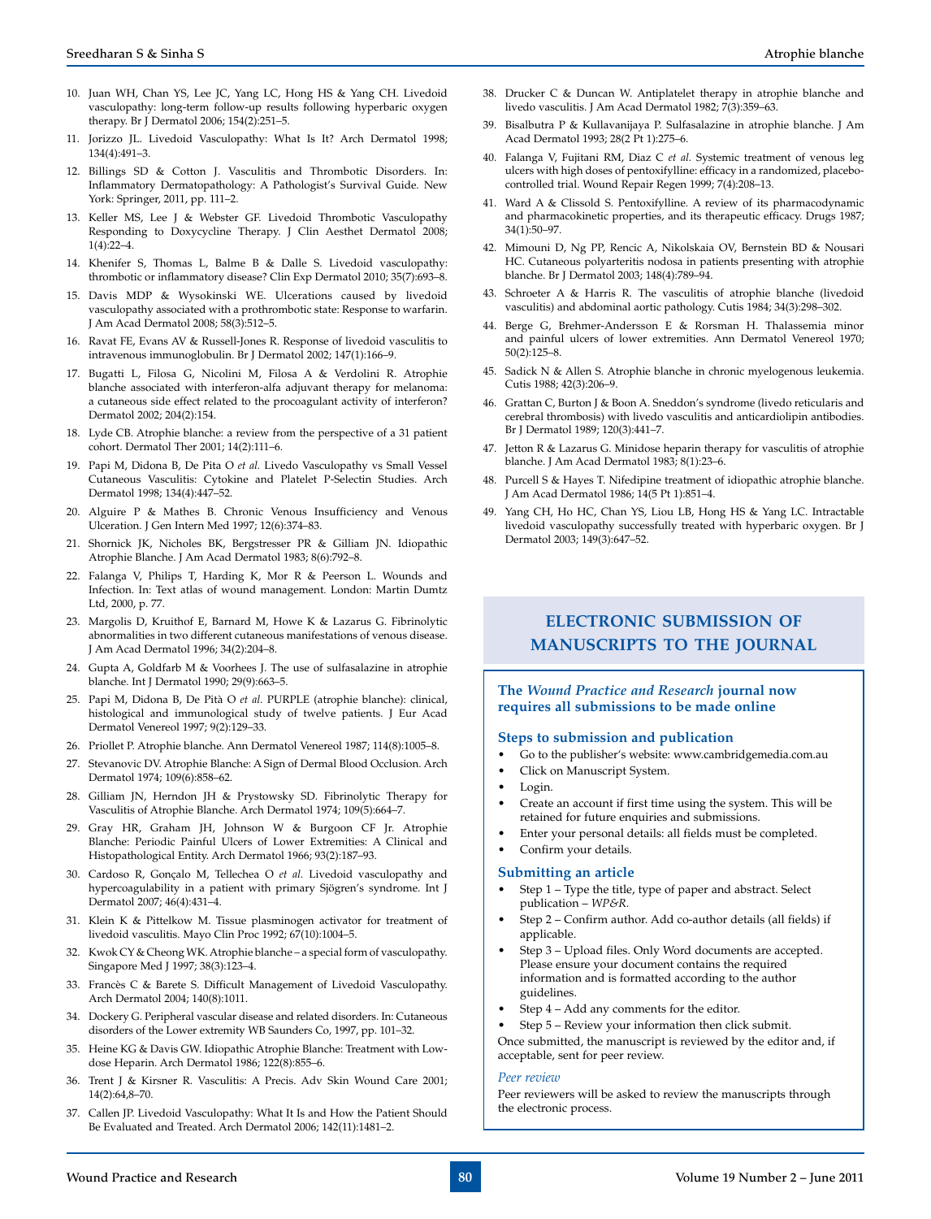10. Juan WH, Chan YS, Lee JC, Yang LC, Hong HS & Yang CH. Livedoid vasculopathy: long-term follow-up results following hyperbaric oxygen therapy. Br J Dermatol 2006; 154(2):251–5.
11. Jorizzo JL. Livedoid Vasculopathy: What Is It? Arch Dermatol 1998; 134(4):491–3.
12. Billings SD & Cotton J. Vasculitis and Thrombotic Disorders. In: Inflammatory Dermatopathology: A Pathologist's Survival Guide. New York: Springer, 2011, pp. 111–2.
13. Keller MS, Lee J & Webster GF. Livedoid Thrombotic Vasculopathy Responding to Doxycycline Therapy. J Clin Aesthet Dermatol 2008; 1(4):22–4.
14. Khenifer S, Thomas L, Balme B & Dalle S. Livedoid vasculopathy: thrombotic or inflammatory disease? Clin Exp Dermatol 2010; 35(7):693–8.
15. Davis MDP & Wysokinski WE. Ulcerations caused by livedoid vasculopathy associated with a prothrombotic state: Response to warfarin. J Am Acad Dermatol 2008; 58(3):512–5.
16. Ravat FE, Evans AV & Russell-Jones R. Response of livedoid vasculitis to intravenous immunoglobulin. Br J Dermatol 2002; 147(1):166–9.
17. Bugatti L, Filosa G, Nicolini M, Filosa A & Verdolini R. Atrophie blanche associated with interferon-alfa adjuvant therapy for melanoma: a cutaneous side effect related to the procoagulant activity of interferon? Dermatol 2002; 204(2):154.
18. Lyde CB. Atrophie blanche: a review from the perspective of a 31 patient cohort. Dermatol Ther 2001; 14(2):111–6.
19. Papi M, Didona B, De Pita O *et al.* Livedo Vasculopathy vs Small Vessel Cutaneous Vasculitis: Cytokine and Platelet P-Selectin Studies. Arch Dermatol 1998; 134(4):447–52.
20. Alguire P & Mathes B. Chronic Venous Insufficiency and Venous Ulceration. J Gen Intern Med 1997; 12(6):374–83.
21. Shornick JK, Nicholes BK, Bergstresser PR & Gilliam JN. Idiopathic Atrophie Blanche. J Am Acad Dermatol 1983; 8(6):792–8.
22. Falanga V, Philips T, Harding K, Mor R & Peerson L. Wounds and Infection. In: Text atlas of wound management. London: Martin Dumtz Ltd, 2000, p. 77.
23. Margolis D, Kruithof E, Barnard M, Howe K & Lazarus G. Fibrinolytic abnormalities in two different cutaneous manifestations of venous disease. J Am Acad Dermatol 1996; 34(2):204–8.
24. Gupta A, Goldfarb M & Voorhees J. The use of sulfasalazine in atrophie blanche. Int J Dermatol 1990; 29(9):663–5.
25. Papi M, Didona B, De Pità O *et al.* PURPLE (atrophie blanche): clinical, histological and immunological study of twelve patients. J Eur Acad Dermatol Venereol 1997; 9(2):129–33.
26. Priollet P. Atrophie blanche. Ann Dermatol Venereol 1987; 114(8):1005–8.
27. Stevanovic DV. Atrophie Blanche: A Sign of Dermal Blood Occlusion. Arch Dermatol 1974; 109(6):858–62.
28. Gilliam JN, Herndon JH & Prystowsky SD. Fibrinolytic Therapy for Vasculitis of Atrophie Blanche. Arch Dermatol 1974; 109(5):664–7.
29. Gray HR, Graham JH, Johnson W & Burgoon CF Jr. Atrophie Blanche: Periodic Painful Ulcers of Lower Extremities: A Clinical and Histopathological Entity. Arch Dermatol 1966; 93(2):187–93.
30. Cardoso R, Gonçalo M, Tellechea O *et al.* Livedoid vasculopathy and hypercoagulability in a patient with primary Sjögren's syndrome. Int J Dermatol 2007; 46(4):431–4.
31. Klein K & Pittelkow M. Tissue plasminogen activator for treatment of livedoid vasculitis. Mayo Clin Proc 1992; 67(10):1004–5.
32. Kwok CY & Cheong WK. Atrophie blanche – a special form of vasculopathy. Singapore Med J 1997; 38(3):123–4.
33. Francès C & Barete S. Difficult Management of Livedoid Vasculopathy. Arch Dermatol 2004; 140(8):1011.
34. Dockery G. Peripheral vascular disease and related disorders. In: Cutaneous disorders of the Lower extremity WB Saunders Co, 1997, pp. 101–32.
35. Heine KG & Davis GW. Idiopathic Atrophie Blanche: Treatment with Low-dose Heparin. Arch Dermatol 1986; 122(8):855–6.
36. Trent J & Kirsner R. Vasculitis: A Precis. Adv Skin Wound Care 2001; 14(2):64,8–70.
37. Callen JP. Livedoid Vasculopathy: What It Is and How the Patient Should Be Evaluated and Treated. Arch Dermatol 2006; 142(11):1481–2.
38. Drucker C & Duncan W. Antiplatelet therapy in atrophie blanche and livedo vasculitis. J Am Acad Dermatol 1982; 7(3):359–63.
39. Bisalbutra P & Kullavanijaya P. Sulfasalazine in atrophie blanche. J Am Acad Dermatol 1993; 28(2 Pt 1):275–6.
40. Falanga V, Fujitani RM, Diaz C *et al.* Systemic treatment of venous leg ulcers with high doses of pentoxifylline: efficacy in a randomized, placebo-controlled trial. Wound Repair Regen 1999; 7(4):208–13.
41. Ward A & Clissold S. Pentoxifylline. A review of its pharmacodynamic and pharmacokinetic properties, and its therapeutic efficacy. Drugs 1987; 34(1):50–97.
42. Mimouni D, Ng PP, Rencic A, Nikolskaia OV, Bernstein BD & Nousari HC. Cutaneous polyarteritis nodosa in patients presenting with atrophie blanche. Br J Dermatol 2003; 148(4):789–94.
43. Schroeter A & Harris R. The vasculitis of atrophie blanche (livedoid vasculitis) and abdominal aortic pathology. Cutis 1984; 34(3):298–302.
44. Berge G, Brehmer-Andersson E & Rorsman H. Thalassemia minor and painful ulcers of lower extremities. Ann Dermatol Venereol 1970; 50(2):125–8.
45. Sadick N & Allen S. Atrophie blanche in chronic myelogenous leukemia. Cutis 1988; 42(3):206–9.
46. Grattan C, Burton J & Boon A. Sneddon's syndrome (livedo reticularis and cerebral thrombosis) with livedo vasculitis and anticardiolipin antibodies. Br J Dermatol 1989; 120(3):441–7.
47. Jetton R & Lazarus G. Minidose heparin therapy for vasculitis of atrophie blanche. J Am Acad Dermatol 1983; 8(1):23–6.
48. Purcell S & Hayes T. Nifedipine treatment of idiopathic atrophie blanche. J Am Acad Dermatol 1986; 14(5 Pt 1):851–4.
49. Yang CH, Ho HC, Chan YS, Liou LB, Hong HS & Yang LC. Intractable livedoid vasculopathy successfully treated with hyperbaric oxygen. Br J Dermatol 2003; 149(3):647–52.

## ELECTRONIC SUBMISSION OF MANUSCRIPTS TO THE JOURNAL

### The *Wound Practice and Research* journal now requires all submissions to be made online

#### Steps to submission and publication

- Go to the publisher's website: www.cambridgemedia.com.au
- Click on Manuscript System.
- Login.
- Create an account if first time using the system. This will be retained for future enquiries and submissions.
- Enter your personal details: all fields must be completed.
- Confirm your details.

#### Submitting an article

- Step 1 – Type the title, type of paper and abstract. Select publication – *WP&R*.
- Step 2 – Confirm author. Add co-author details (all fields) if applicable.
- Step 3 – Upload files. Only Word documents are accepted. Please ensure your document contains the required information and is formatted according to the author guidelines.
- Step 4 – Add any comments for the editor.
- Step 5 – Review your information then click submit.

Once submitted, the manuscript is reviewed by the editor and, if acceptable, sent for peer review.

*Peer review*

Peer reviewers will be asked to review the manuscripts through the electronic process.